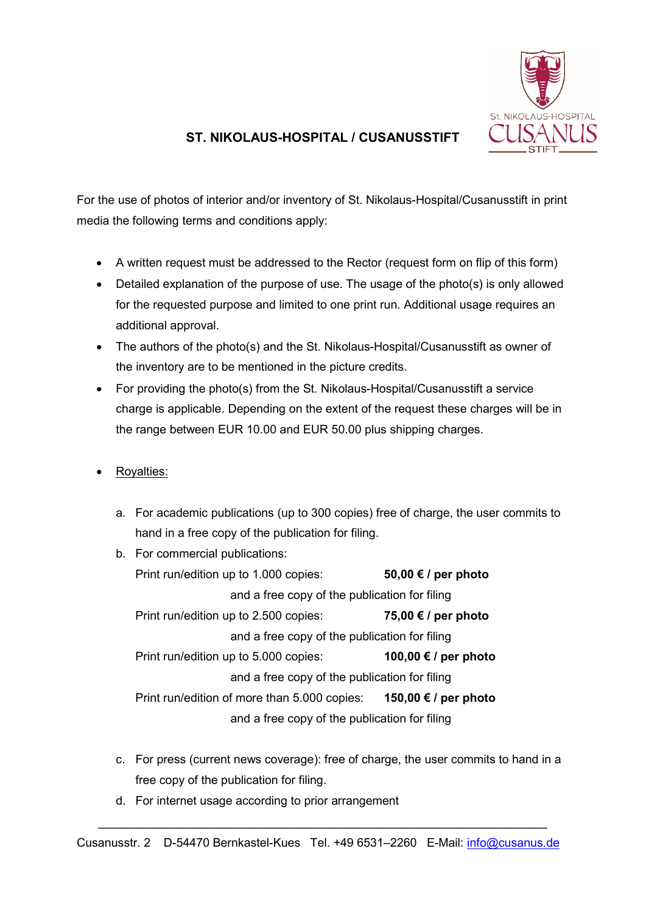# ST. NIKOLAUS-HOSPITAL / CUSANUSSTIFT

St. NIKOLAUS-HOSPITAL CUSANUS STIFT

For the use of photos of interior and/or inventory of St. Nikolaus-Hospital/Cusanusstift in print media the following terms and conditions apply:

- A written request must be addressed to the Rector (request form on flip of this form)
- Detailed explanation of the purpose of use. The usage of the photo(s) is only allowed for the requested purpose and limited to one print run. Additional usage requires an additional approval.
- The authors of the photo(s) and the St. Nikolaus-Hospital/Cusanusstift as owner of the inventory are to be mentioned in the picture credits.
- For providing the photo(s) from the St. Nikolaus-Hospital/Cusanusstift a service charge is applicable. Depending on the extent of the request these charges will be in the range between EUR 10.00 and EUR 50.00 plus shipping charges.

- Royalties:

  a. For academic publications (up to 300 copies) free of charge, the user commits to hand in a free copy of the publication for filing.

  b. For commercial publications:

     Print run/edition up to 1.000 copies: **50,00 € / per photo** and a free copy of the publication for filing

     Print run/edition up to 2.500 copies: **75,00 € / per photo** and a free copy of the publication for filing

     Print run/edition up to 5.000 copies: **100,00 € / per photo** and a free copy of the publication for filing

     Print run/edition of more than 5.000 copies: **150,00 € / per photo** and a free copy of the publication for filing

  c. For press (current news coverage): free of charge, the user commits to hand in a free copy of the publication for filing.

  d. For internet usage according to prior arrangement

---

Cusanusstr. 2 D-54470 Bernkastel-Kues Tel. +49 6531–2260 E-Mail: info@cusanus.de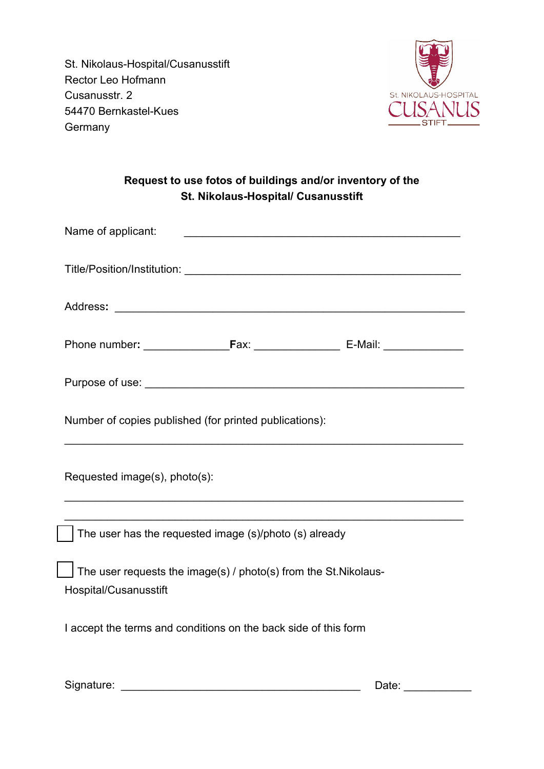St. Nikolaus-Hospital/Cusanusstift
Rector Leo Hofmann
Cusanusstr. 2
54470 Bernkastel-Kues
Germany

St. NIKOLAUS-HOSPITAL
CUSANUS
STIFT

**Request to use fotos of buildings and/or inventory of the St. Nikolaus-Hospital/ Cusanusstift**

Name of applicant: ______________________________________________

Title/Position/Institution: ______________________________________________

Address**:** ____________________________________________________________

Phone number**:** ______________**F**ax: ______________ E-Mail: _____________

Purpose of use: ______________________________________________________

Number of copies published (for printed publications):

____________________________________________________________________

Requested image(s), photo(s):

____________________________________________________________________

____________________________________________________________________

☐ The user has the requested image (s)/photo (s) already

☐ The user requests the image(s) / photo(s) from the St.Nikolaus-Hospital/Cusanusstift

I accept the terms and conditions on the back side of this form

Signature: ________________________________________ Date: ___________